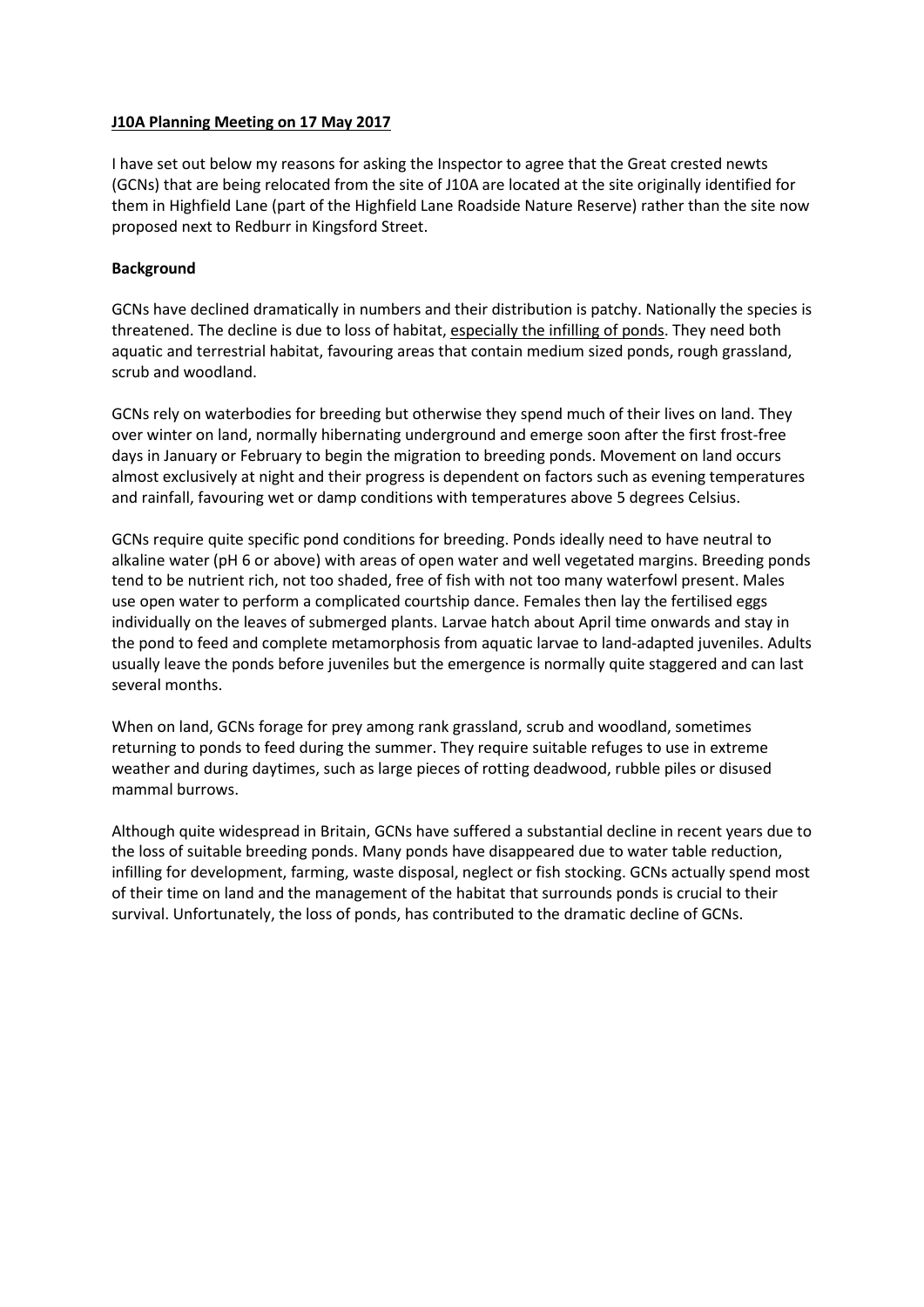**<u>J10A Planning Meeting on 17 May 2017</u>**

I have set out below my reasons for asking the Inspector to agree that the Great crested newts (GCNs) that are being relocated from the site of J10A are located at the site originally identified for them in Highfield Lane (part of the Highfield Lane Roadside Nature Reserve) rather than the site now proposed next to Redburr in Kingsford Street.

**Background**

GCNs have declined dramatically in numbers and their distribution is patchy. Nationally the species is threatened. The decline is due to loss of habitat, <u>especially the infilling of ponds</u>. They need both aquatic and terrestrial habitat, favouring areas that contain medium sized ponds, rough grassland, scrub and woodland.

GCNs rely on waterbodies for breeding but otherwise they spend much of their lives on land. They over winter on land, normally hibernating underground and emerge soon after the first frost-free days in January or February to begin the migration to breeding ponds. Movement on land occurs almost exclusively at night and their progress is dependent on factors such as evening temperatures and rainfall, favouring wet or damp conditions with temperatures above 5 degrees Celsius.

GCNs require quite specific pond conditions for breeding. Ponds ideally need to have neutral to alkaline water (pH 6 or above) with areas of open water and well vegetated margins. Breeding ponds tend to be nutrient rich, not too shaded, free of fish with not too many waterfowl present. Males use open water to perform a complicated courtship dance. Females then lay the fertilised eggs individually on the leaves of submerged plants. Larvae hatch about April time onwards and stay in the pond to feed and complete metamorphosis from aquatic larvae to land-adapted juveniles. Adults usually leave the ponds before juveniles but the emergence is normally quite staggered and can last several months.

When on land, GCNs forage for prey among rank grassland, scrub and woodland, sometimes returning to ponds to feed during the summer. They require suitable refuges to use in extreme weather and during daytimes, such as large pieces of rotting deadwood, rubble piles or disused mammal burrows.

Although quite widespread in Britain, GCNs have suffered a substantial decline in recent years due to the loss of suitable breeding ponds. Many ponds have disappeared due to water table reduction, infilling for development, farming, waste disposal, neglect or fish stocking. GCNs actually spend most of their time on land and the management of the habitat that surrounds ponds is crucial to their survival. Unfortunately, the loss of ponds, has contributed to the dramatic decline of GCNs.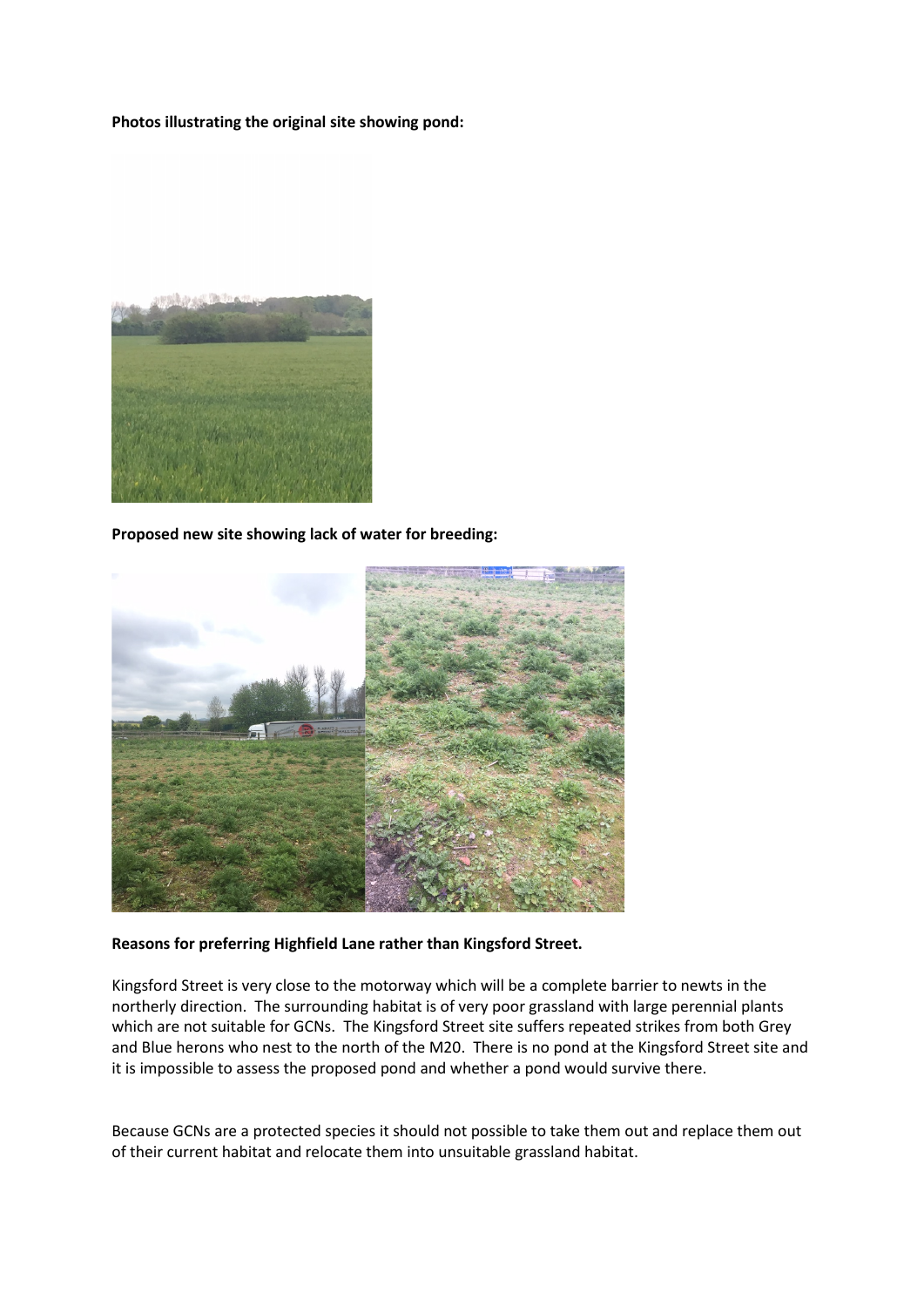**Photos illustrating the original site showing pond:**

**Proposed new site showing lack of water for breeding:**

**Reasons for preferring Highfield Lane rather than Kingsford Street.**

Kingsford Street is very close to the motorway which will be a complete barrier to newts in the northerly direction. The surrounding habitat is of very poor grassland with large perennial plants which are not suitable for GCNs. The Kingsford Street site suffers repeated strikes from both Grey and Blue herons who nest to the north of the M20. There is no pond at the Kingsford Street site and it is impossible to assess the proposed pond and whether a pond would survive there.

Because GCNs are a protected species it should not possible to take them out and replace them out of their current habitat and relocate them into unsuitable grassland habitat.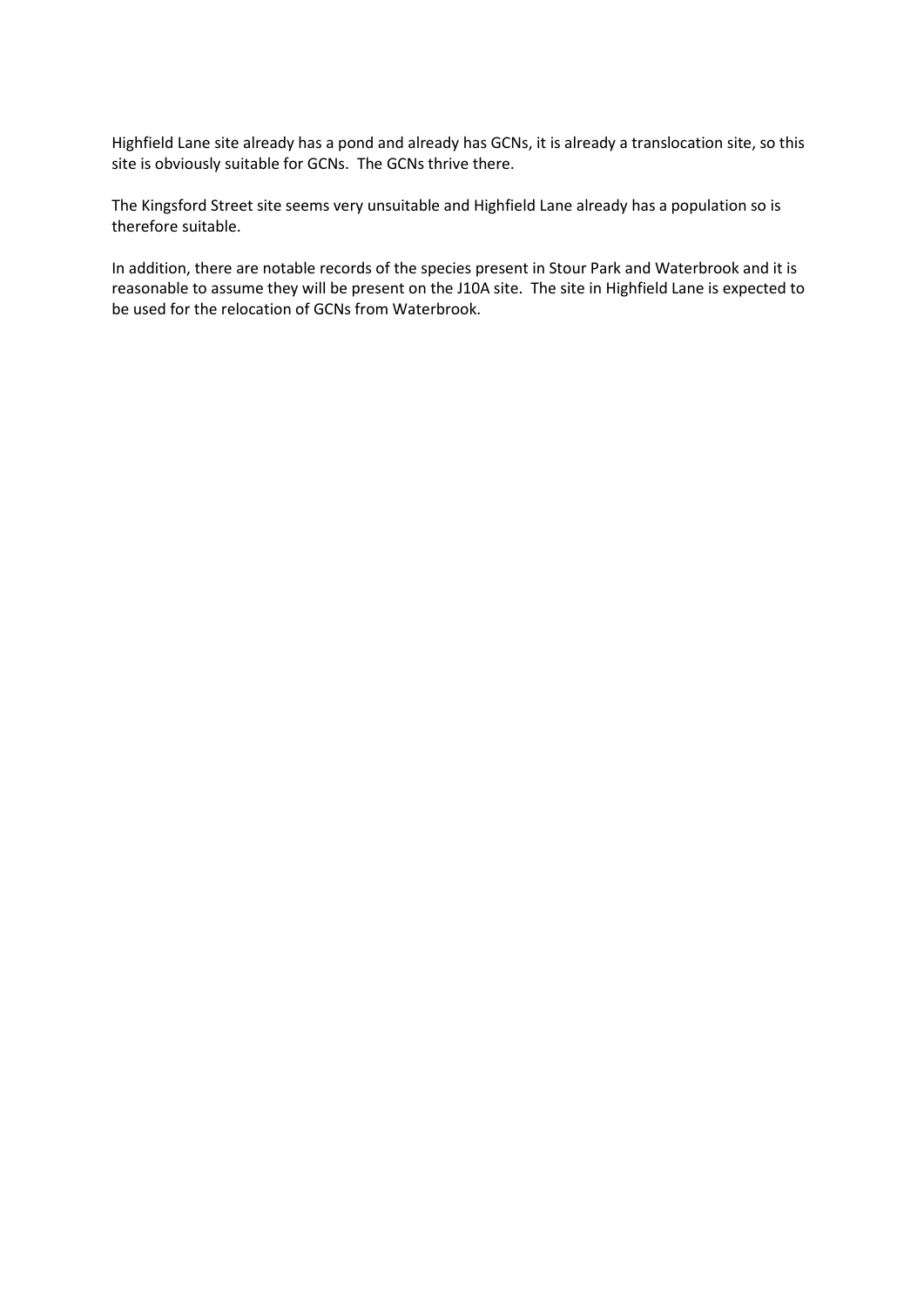Highfield Lane site already has a pond and already has GCNs, it is already a translocation site, so this site is obviously suitable for GCNs. The GCNs thrive there.

The Kingsford Street site seems very unsuitable and Highfield Lane already has a population so is therefore suitable.

In addition, there are notable records of the species present in Stour Park and Waterbrook and it is reasonable to assume they will be present on the J10A site. The site in Highfield Lane is expected to be used for the relocation of GCNs from Waterbrook.